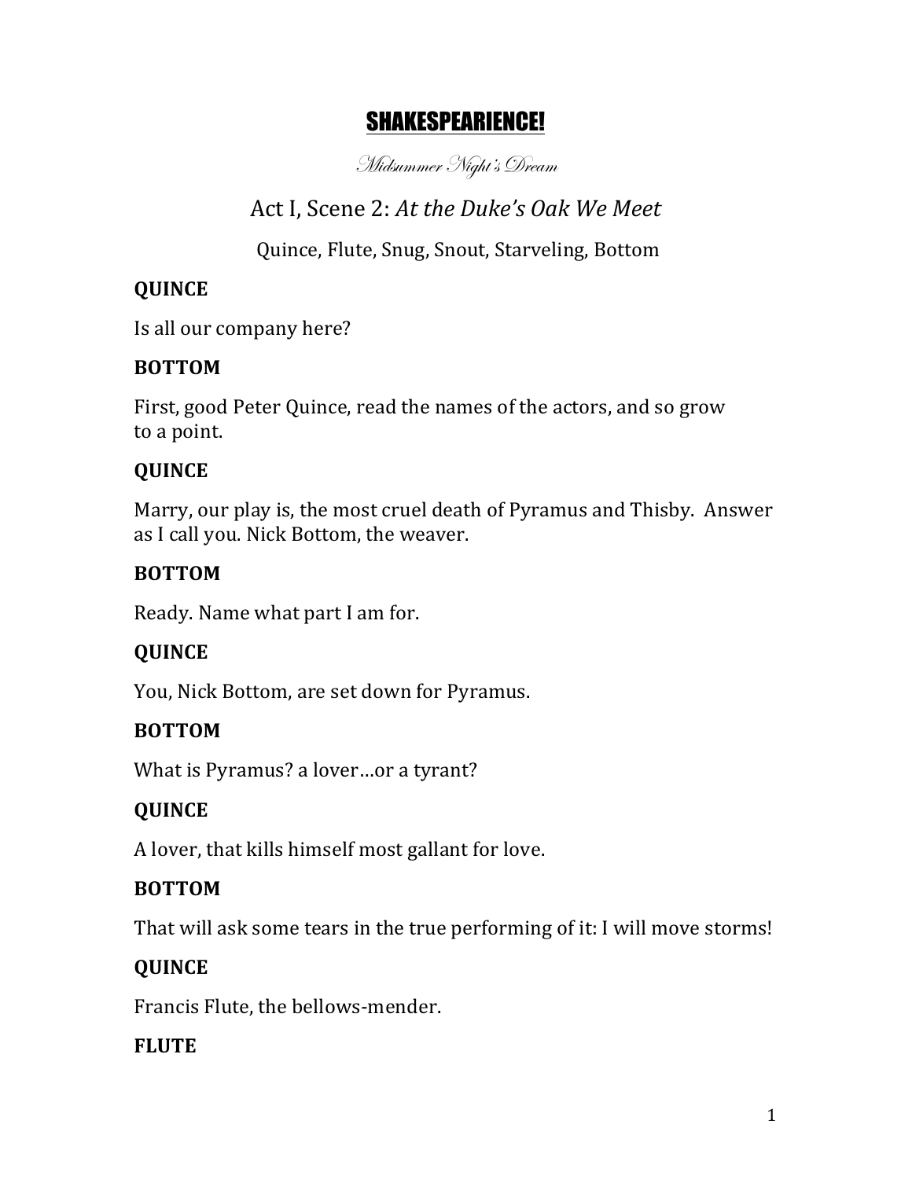# SHAKESPEARIENCE!

*Midsummer Night's Dream*

## Act I, Scene 2: *At the Duke's Oak We Meet*

Quince, Flute, Snug, Snout, Starveling, Bottom

**QUINCE**

Is all our company here?

**BOTTOM**

First, good Peter Quince, read the names of the actors, and so grow to a point.

**QUINCE**

Marry, our play is, the most cruel death of Pyramus and Thisby. Answer as I call you. Nick Bottom, the weaver.

**BOTTOM**

Ready. Name what part I am for.

**QUINCE**

You, Nick Bottom, are set down for Pyramus.

**BOTTOM**

What is Pyramus? a lover…or a tyrant?

**QUINCE**

A lover, that kills himself most gallant for love.

**BOTTOM**

That will ask some tears in the true performing of it: I will move storms!

**QUINCE**

Francis Flute, the bellows-mender.

**FLUTE**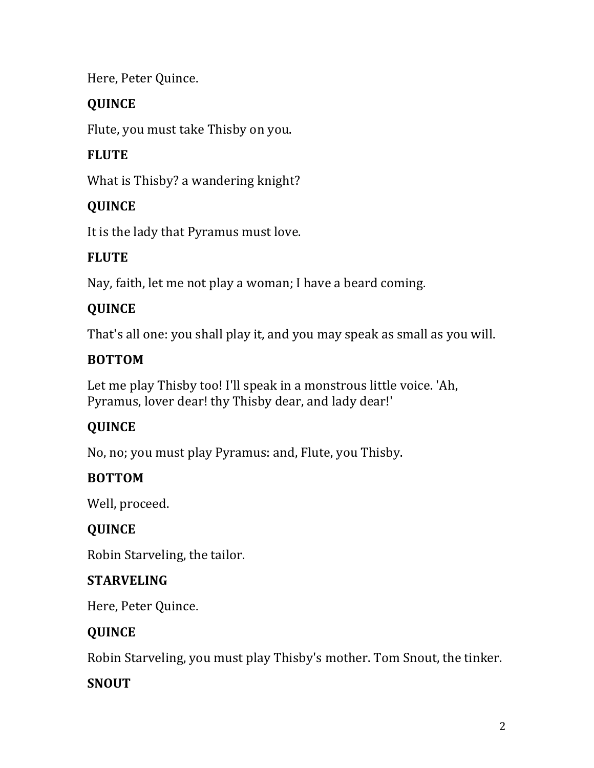Here, Peter Quince.

**QUINCE**

Flute, you must take Thisby on you.

**FLUTE**

What is Thisby? a wandering knight?

**QUINCE**

It is the lady that Pyramus must love.

**FLUTE**

Nay, faith, let me not play a woman; I have a beard coming.

**QUINCE**

That's all one: you shall play it, and you may speak as small as you will.

**BOTTOM**

Let me play Thisby too! I'll speak in a monstrous little voice. 'Ah, Pyramus, lover dear! thy Thisby dear, and lady dear!'

**QUINCE**

No, no; you must play Pyramus: and, Flute, you Thisby.

**BOTTOM**

Well, proceed.

**QUINCE**

Robin Starveling, the tailor.

**STARVELING**

Here, Peter Quince.

**QUINCE**

Robin Starveling, you must play Thisby's mother. Tom Snout, the tinker.

**SNOUT**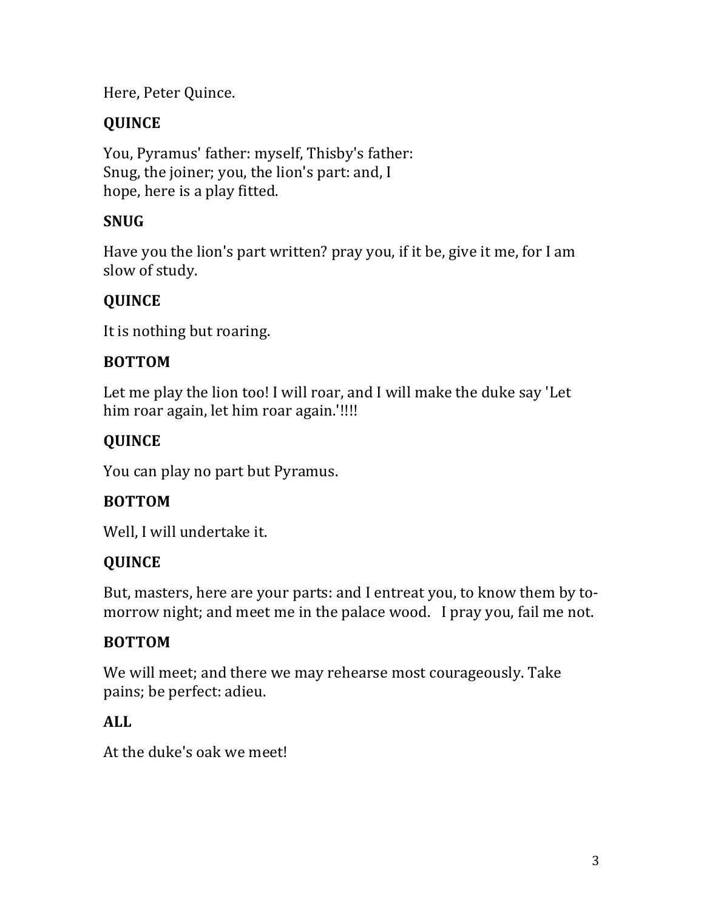Here, Peter Quince.

**QUINCE**

You, Pyramus' father: myself, Thisby's father:
Snug, the joiner; you, the lion's part: and, I
hope, here is a play fitted.

**SNUG**

Have you the lion's part written? pray you, if it be, give it me, for I am slow of study.

**QUINCE**

It is nothing but roaring.

**BOTTOM**

Let me play the lion too! I will roar, and I will make the duke say 'Let him roar again, let him roar again.'!!!!

**QUINCE**

You can play no part but Pyramus.

**BOTTOM**

Well, I will undertake it.

**QUINCE**

But, masters, here are your parts: and I entreat you, to know them by to-morrow night; and meet me in the palace wood. I pray you, fail me not.

**BOTTOM**

We will meet; and there we may rehearse most courageously. Take pains; be perfect: adieu.

**ALL**

At the duke's oak we meet!